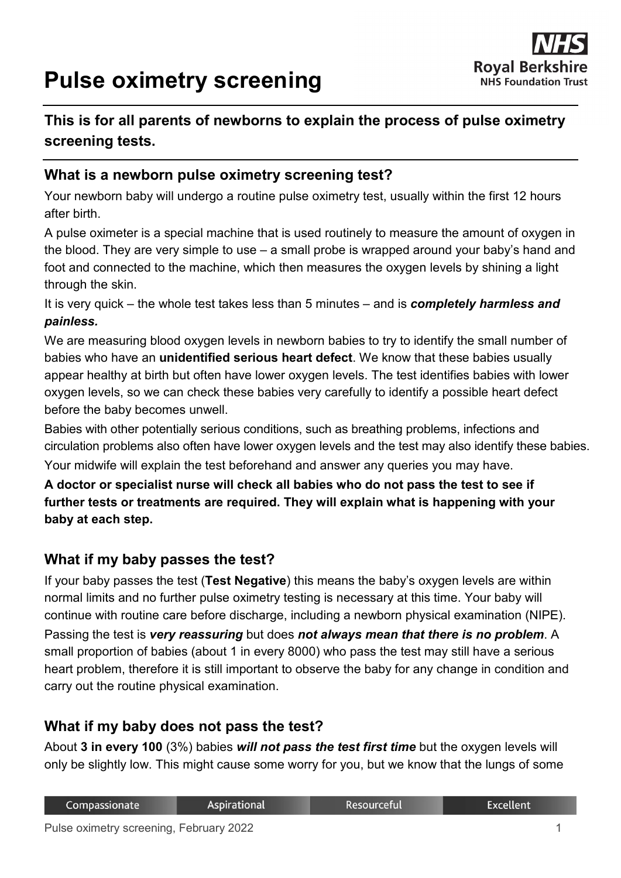# Pulse oximetry screening

**This is for all parents of newborns to explain the process of pulse oximetry screening tests.**

## What is a newborn pulse oximetry screening test?

Your newborn baby will undergo a routine pulse oximetry test, usually within the first 12 hours after birth.

A pulse oximeter is a special machine that is used routinely to measure the amount of oxygen in the blood. They are very simple to use – a small probe is wrapped around your baby's hand and foot and connected to the machine, which then measures the oxygen levels by shining a light through the skin.

It is very quick – the whole test takes less than 5 minutes – and is ***completely harmless and painless.***

We are measuring blood oxygen levels in newborn babies to try to identify the small number of babies who have an **unidentified serious heart defect**. We know that these babies usually appear healthy at birth but often have lower oxygen levels. The test identifies babies with lower oxygen levels, so we can check these babies very carefully to identify a possible heart defect before the baby becomes unwell.

Babies with other potentially serious conditions, such as breathing problems, infections and circulation problems also often have lower oxygen levels and the test may also identify these babies.

Your midwife will explain the test beforehand and answer any queries you may have.

**A doctor or specialist nurse will check all babies who do not pass the test to see if further tests or treatments are required. They will explain what is happening with your baby at each step.**

## What if my baby passes the test?

If your baby passes the test (**Test Negative**) this means the baby's oxygen levels are within normal limits and no further pulse oximetry testing is necessary at this time. Your baby will continue with routine care before discharge, including a newborn physical examination (NIPE).

Passing the test is ***very reassuring*** but does ***not always mean that there is no problem***. A small proportion of babies (about 1 in every 8000) who pass the test may still have a serious heart problem, therefore it is still important to observe the baby for any change in condition and carry out the routine physical examination.

## What if my baby does not pass the test?

About **3 in every 100** (3%) babies ***will not pass the test first time*** but the oxygen levels will only be slightly low. This might cause some worry for you, but we know that the lungs of some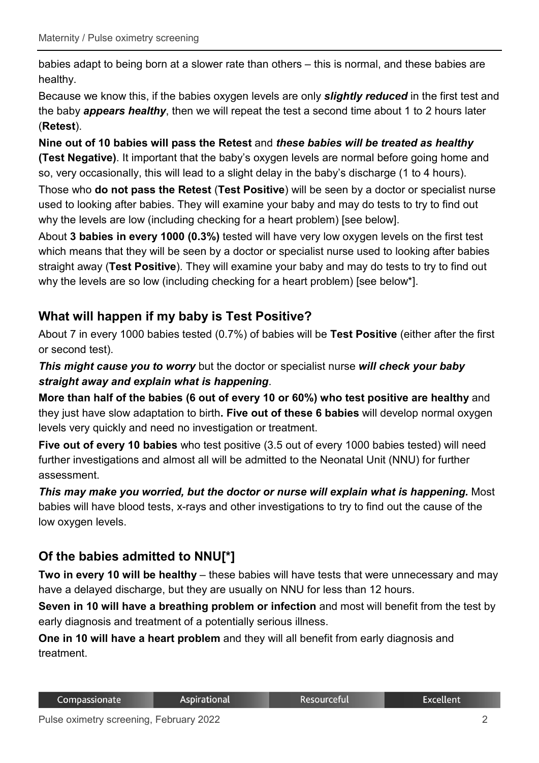babies adapt to being born at a slower rate than others – this is normal, and these babies are healthy.

Because we know this, if the babies oxygen levels are only ***slightly reduced*** in the first test and the baby ***appears healthy***, then we will repeat the test a second time about 1 to 2 hours later (**Retest**).

**Nine out of 10 babies will pass the Retest** and ***these babies will be treated as healthy*** **(Test Negative)**. It important that the baby's oxygen levels are normal before going home and so, very occasionally, this will lead to a slight delay in the baby's discharge (1 to 4 hours).

Those who **do not pass the Retest** (**Test Positive**) will be seen by a doctor or specialist nurse used to looking after babies. They will examine your baby and may do tests to try to find out why the levels are low (including checking for a heart problem) [see below].

About **3 babies in every 1000 (0.3%)** tested will have very low oxygen levels on the first test which means that they will be seen by a doctor or specialist nurse used to looking after babies straight away (**Test Positive**). They will examine your baby and may do tests to try to find out why the levels are so low (including checking for a heart problem) [see below*].

## What will happen if my baby is Test Positive?

About 7 in every 1000 babies tested (0.7%) of babies will be **Test Positive** (either after the first or second test).

***This might cause you to worry*** but the doctor or specialist nurse ***will check your baby straight away and explain what is happening***.

**More than half of the babies (6 out of every 10 or 60%) who test positive are healthy** and they just have slow adaptation to birth**. Five out of these 6 babies** will develop normal oxygen levels very quickly and need no investigation or treatment.

**Five out of every 10 babies** who test positive (3.5 out of every 1000 babies tested) will need further investigations and almost all will be admitted to the Neonatal Unit (NNU) for further assessment.

***This may make you worried, but the doctor or nurse will explain what is happening.*** Most babies will have blood tests, x-rays and other investigations to try to find out the cause of the low oxygen levels.

## Of the babies admitted to NNU[*]

**Two in every 10 will be healthy** – these babies will have tests that were unnecessary and may have a delayed discharge, but they are usually on NNU for less than 12 hours.

**Seven in 10 will have a breathing problem or infection** and most will benefit from the test by early diagnosis and treatment of a potentially serious illness.

**One in 10 will have a heart problem** and they will all benefit from early diagnosis and treatment.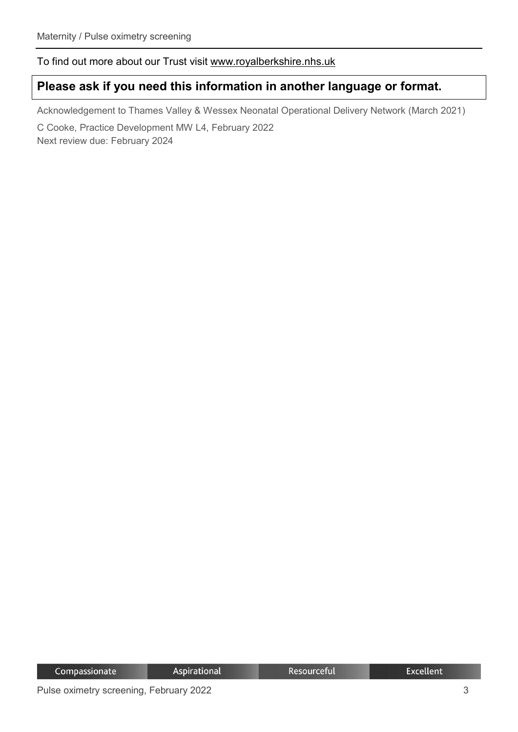To find out more about our Trust visit [www.royalberkshire.nhs.uk](http://www.royalberkshire.nhs.uk)

**Please ask if you need this information in another language or format.**

Acknowledgement to Thames Valley & Wessex Neonatal Operational Delivery Network (March 2021)

C Cooke, Practice Development MW L4, February 2022
Next review due: February 2024

Compassionate | Aspirational | Resourceful | Excellent